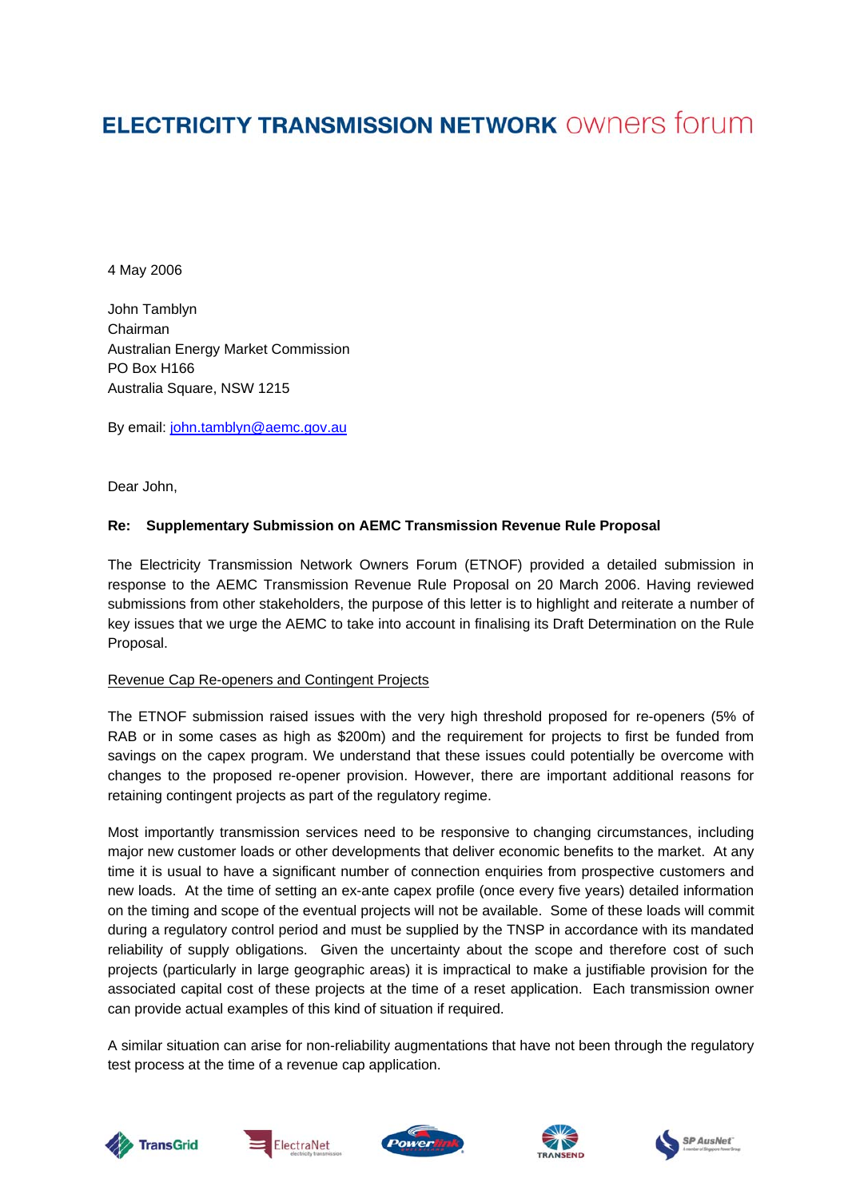# ELECTRICITY TRANSMISSION NETWORK owners forum

4 May 2006

John Tamblyn
Chairman
Australian Energy Market Commission
PO Box H166
Australia Square, NSW 1215

By email: john.tamblyn@aemc.gov.au

Dear John,

**Re: Supplementary Submission on AEMC Transmission Revenue Rule Proposal**

The Electricity Transmission Network Owners Forum (ETNOF) provided a detailed submission in response to the AEMC Transmission Revenue Rule Proposal on 20 March 2006. Having reviewed submissions from other stakeholders, the purpose of this letter is to highlight and reiterate a number of key issues that we urge the AEMC to take into account in finalising its Draft Determination on the Rule Proposal.

Revenue Cap Re-openers and Contingent Projects

The ETNOF submission raised issues with the very high threshold proposed for re-openers (5% of RAB or in some cases as high as $200m) and the requirement for projects to first be funded from savings on the capex program. We understand that these issues could potentially be overcome with changes to the proposed re-opener provision. However, there are important additional reasons for retaining contingent projects as part of the regulatory regime.

Most importantly transmission services need to be responsive to changing circumstances, including major new customer loads or other developments that deliver economic benefits to the market. At any time it is usual to have a significant number of connection enquiries from prospective customers and new loads. At the time of setting an ex-ante capex profile (once every five years) detailed information on the timing and scope of the eventual projects will not be available. Some of these loads will commit during a regulatory control period and must be supplied by the TNSP in accordance with its mandated reliability of supply obligations. Given the uncertainty about the scope and therefore cost of such projects (particularly in large geographic areas) it is impractical to make a justifiable provision for the associated capital cost of these projects at the time of a reset application. Each transmission owner can provide actual examples of this kind of situation if required.

A similar situation can arise for non-reliability augmentations that have not been through the regulatory test process at the time of a revenue cap application.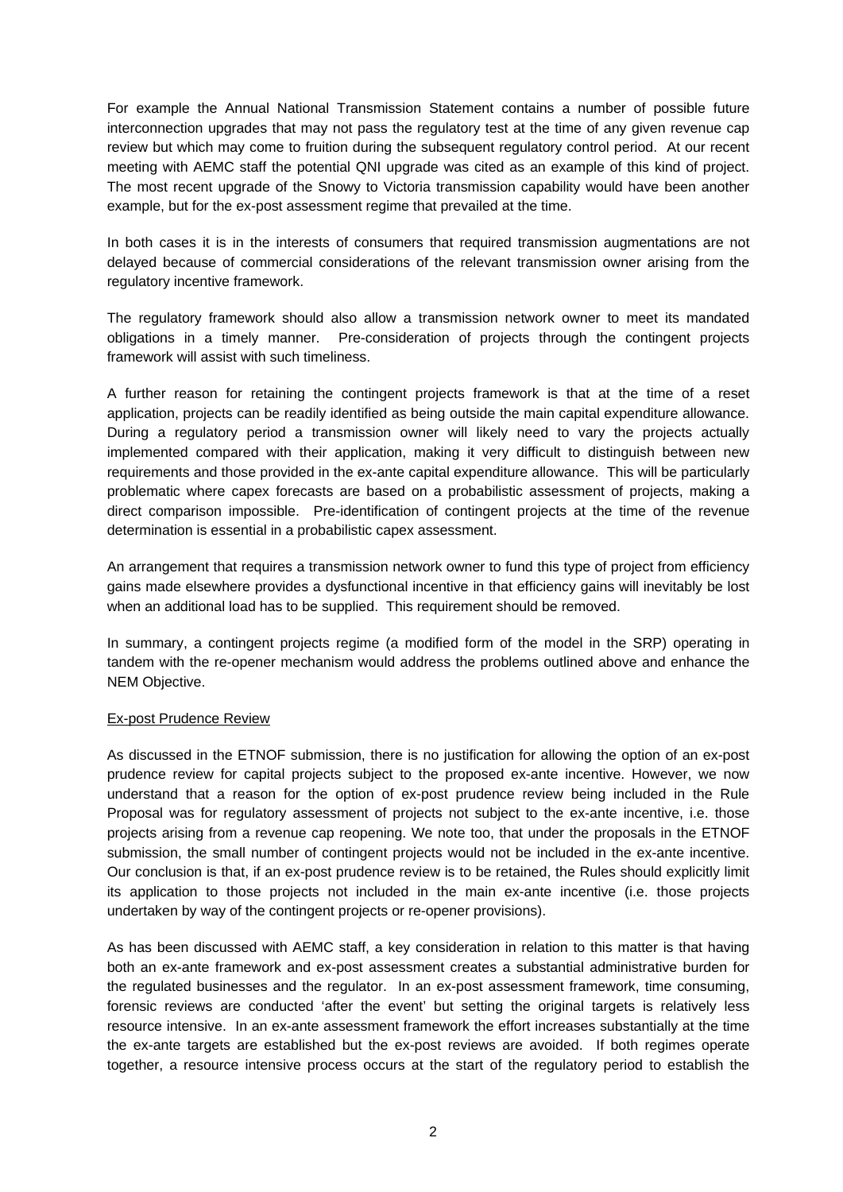For example the Annual National Transmission Statement contains a number of possible future interconnection upgrades that may not pass the regulatory test at the time of any given revenue cap review but which may come to fruition during the subsequent regulatory control period. At our recent meeting with AEMC staff the potential QNI upgrade was cited as an example of this kind of project. The most recent upgrade of the Snowy to Victoria transmission capability would have been another example, but for the ex-post assessment regime that prevailed at the time.

In both cases it is in the interests of consumers that required transmission augmentations are not delayed because of commercial considerations of the relevant transmission owner arising from the regulatory incentive framework.

The regulatory framework should also allow a transmission network owner to meet its mandated obligations in a timely manner. Pre-consideration of projects through the contingent projects framework will assist with such timeliness.

A further reason for retaining the contingent projects framework is that at the time of a reset application, projects can be readily identified as being outside the main capital expenditure allowance. During a regulatory period a transmission owner will likely need to vary the projects actually implemented compared with their application, making it very difficult to distinguish between new requirements and those provided in the ex-ante capital expenditure allowance. This will be particularly problematic where capex forecasts are based on a probabilistic assessment of projects, making a direct comparison impossible. Pre-identification of contingent projects at the time of the revenue determination is essential in a probabilistic capex assessment.

An arrangement that requires a transmission network owner to fund this type of project from efficiency gains made elsewhere provides a dysfunctional incentive in that efficiency gains will inevitably be lost when an additional load has to be supplied. This requirement should be removed.

In summary, a contingent projects regime (a modified form of the model in the SRP) operating in tandem with the re-opener mechanism would address the problems outlined above and enhance the NEM Objective.

## Ex-post Prudence Review

As discussed in the ETNOF submission, there is no justification for allowing the option of an ex-post prudence review for capital projects subject to the proposed ex-ante incentive. However, we now understand that a reason for the option of ex-post prudence review being included in the Rule Proposal was for regulatory assessment of projects not subject to the ex-ante incentive, i.e. those projects arising from a revenue cap reopening. We note too, that under the proposals in the ETNOF submission, the small number of contingent projects would not be included in the ex-ante incentive. Our conclusion is that, if an ex-post prudence review is to be retained, the Rules should explicitly limit its application to those projects not included in the main ex-ante incentive (i.e. those projects undertaken by way of the contingent projects or re-opener provisions).

As has been discussed with AEMC staff, a key consideration in relation to this matter is that having both an ex-ante framework and ex-post assessment creates a substantial administrative burden for the regulated businesses and the regulator. In an ex-post assessment framework, time consuming, forensic reviews are conducted 'after the event' but setting the original targets is relatively less resource intensive. In an ex-ante assessment framework the effort increases substantially at the time the ex-ante targets are established but the ex-post reviews are avoided. If both regimes operate together, a resource intensive process occurs at the start of the regulatory period to establish the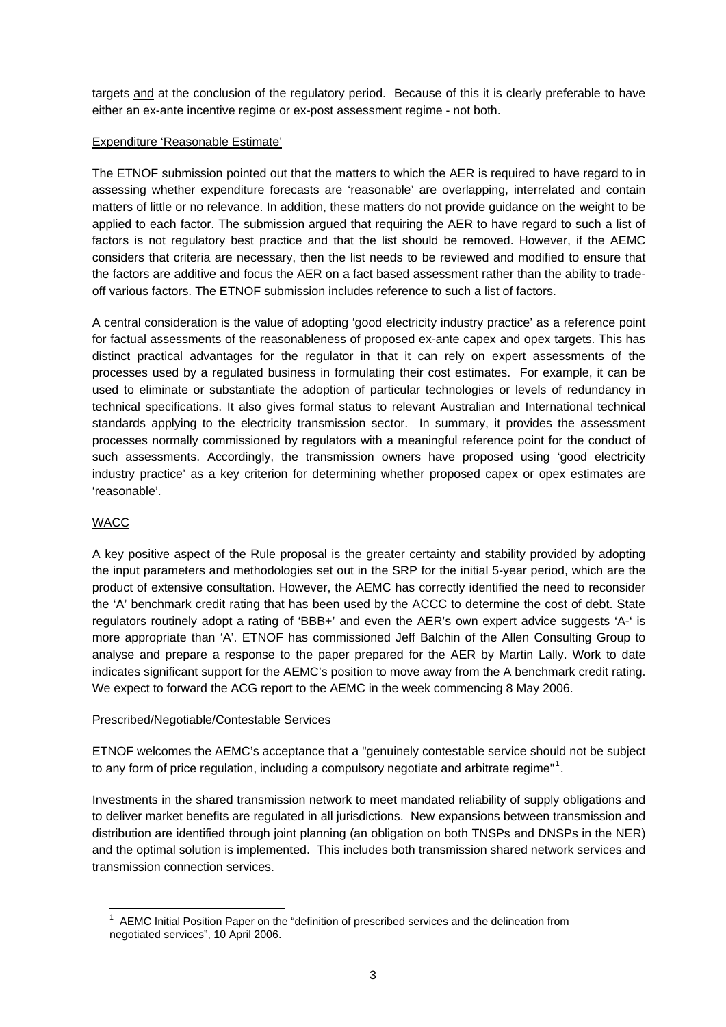targets <u>and</u> at the conclusion of the regulatory period. Because of this it is clearly preferable to have either an ex-ante incentive regime or ex-post assessment regime - not both.

<u>Expenditure 'Reasonable Estimate'</u>

The ETNOF submission pointed out that the matters to which the AER is required to have regard to in assessing whether expenditure forecasts are 'reasonable' are overlapping, interrelated and contain matters of little or no relevance. In addition, these matters do not provide guidance on the weight to be applied to each factor. The submission argued that requiring the AER to have regard to such a list of factors is not regulatory best practice and that the list should be removed. However, if the AEMC considers that criteria are necessary, then the list needs to be reviewed and modified to ensure that the factors are additive and focus the AER on a fact based assessment rather than the ability to trade-off various factors. The ETNOF submission includes reference to such a list of factors.

A central consideration is the value of adopting 'good electricity industry practice' as a reference point for factual assessments of the reasonableness of proposed ex-ante capex and opex targets. This has distinct practical advantages for the regulator in that it can rely on expert assessments of the processes used by a regulated business in formulating their cost estimates. For example, it can be used to eliminate or substantiate the adoption of particular technologies or levels of redundancy in technical specifications. It also gives formal status to relevant Australian and International technical standards applying to the electricity transmission sector. In summary, it provides the assessment processes normally commissioned by regulators with a meaningful reference point for the conduct of such assessments. Accordingly, the transmission owners have proposed using 'good electricity industry practice' as a key criterion for determining whether proposed capex or opex estimates are 'reasonable'.

<u>WACC</u>

A key positive aspect of the Rule proposal is the greater certainty and stability provided by adopting the input parameters and methodologies set out in the SRP for the initial 5-year period, which are the product of extensive consultation. However, the AEMC has correctly identified the need to reconsider the 'A' benchmark credit rating that has been used by the ACCC to determine the cost of debt. State regulators routinely adopt a rating of 'BBB+' and even the AER's own expert advice suggests 'A-' is more appropriate than 'A'. ETNOF has commissioned Jeff Balchin of the Allen Consulting Group to analyse and prepare a response to the paper prepared for the AER by Martin Lally. Work to date indicates significant support for the AEMC's position to move away from the A benchmark credit rating. We expect to forward the ACG report to the AEMC in the week commencing 8 May 2006.

<u>Prescribed/Negotiable/Contestable Services</u>

ETNOF welcomes the AEMC's acceptance that a "genuinely contestable service should not be subject to any form of price regulation, including a compulsory negotiate and arbitrate regime"[1].

Investments in the shared transmission network to meet mandated reliability of supply obligations and to deliver market benefits are regulated in all jurisdictions. New expansions between transmission and distribution are identified through joint planning (an obligation on both TNSPs and DNSPs in the NER) and the optimal solution is implemented. This includes both transmission shared network services and transmission connection services.

---

[1] AEMC Initial Position Paper on the "definition of prescribed services and the delineation from negotiated services", 10 April 2006.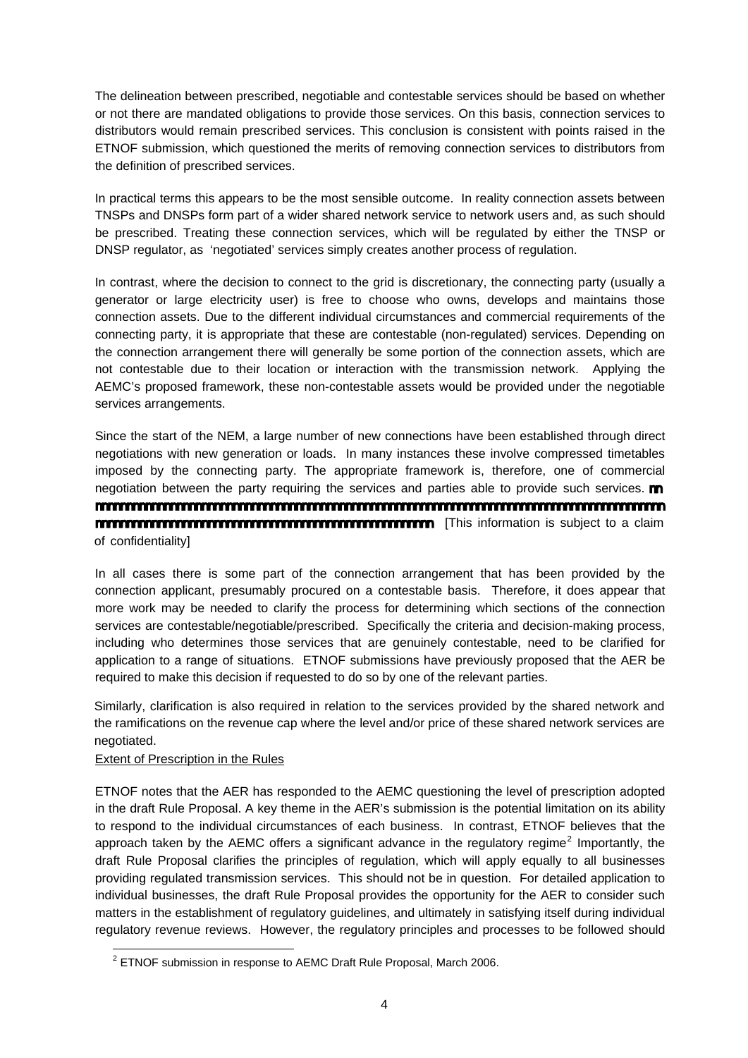The delineation between prescribed, negotiable and contestable services should be based on whether or not there are mandated obligations to provide those services. On this basis, connection services to distributors would remain prescribed services. This conclusion is consistent with points raised in the ETNOF submission, which questioned the merits of removing connection services to distributors from the definition of prescribed services.

In practical terms this appears to be the most sensible outcome. In reality connection assets between TNSPs and DNSPs form part of a wider shared network service to network users and, as such should be prescribed. Treating these connection services, which will be regulated by either the TNSP or DNSP regulator, as 'negotiated' services simply creates another process of regulation.

In contrast, where the decision to connect to the grid is discretionary, the connecting party (usually a generator or large electricity user) is free to choose who owns, develops and maintains those connection assets. Due to the different individual circumstances and commercial requirements of the connecting party, it is appropriate that these are contestable (non-regulated) services. Depending on the connection arrangement there will generally be some portion of the connection assets, which are not contestable due to their location or interaction with the transmission network. Applying the AEMC's proposed framework, these non-contestable assets would be provided under the negotiable services arrangements.

Since the start of the NEM, a large number of new connections have been established through direct negotiations with new generation or loads. In many instances these involve compressed timetables imposed by the connecting party. The appropriate framework is, therefore, one of commercial negotiation between the party requiring the services and parties able to provide such services. [This information is subject to a claim of confidentiality]

In all cases there is some part of the connection arrangement that has been provided by the connection applicant, presumably procured on a contestable basis. Therefore, it does appear that more work may be needed to clarify the process for determining which sections of the connection services are contestable/negotiable/prescribed. Specifically the criteria and decision-making process, including who determines those services that are genuinely contestable, need to be clarified for application to a range of situations. ETNOF submissions have previously proposed that the AER be required to make this decision if requested to do so by one of the relevant parties.

Similarly, clarification is also required in relation to the services provided by the shared network and the ramifications on the revenue cap where the level and/or price of these shared network services are negotiated.

Extent of Prescription in the Rules

ETNOF notes that the AER has responded to the AEMC questioning the level of prescription adopted in the draft Rule Proposal. A key theme in the AER's submission is the potential limitation on its ability to respond to the individual circumstances of each business. In contrast, ETNOF believes that the approach taken by the AEMC offers a significant advance in the regulatory regime[2] Importantly, the draft Rule Proposal clarifies the principles of regulation, which will apply equally to all businesses providing regulated transmission services. This should not be in question. For detailed application to individual businesses, the draft Rule Proposal provides the opportunity for the AER to consider such matters in the establishment of regulatory guidelines, and ultimately in satisfying itself during individual regulatory revenue reviews. However, the regulatory principles and processes to be followed should

[2] ETNOF submission in response to AEMC Draft Rule Proposal, March 2006.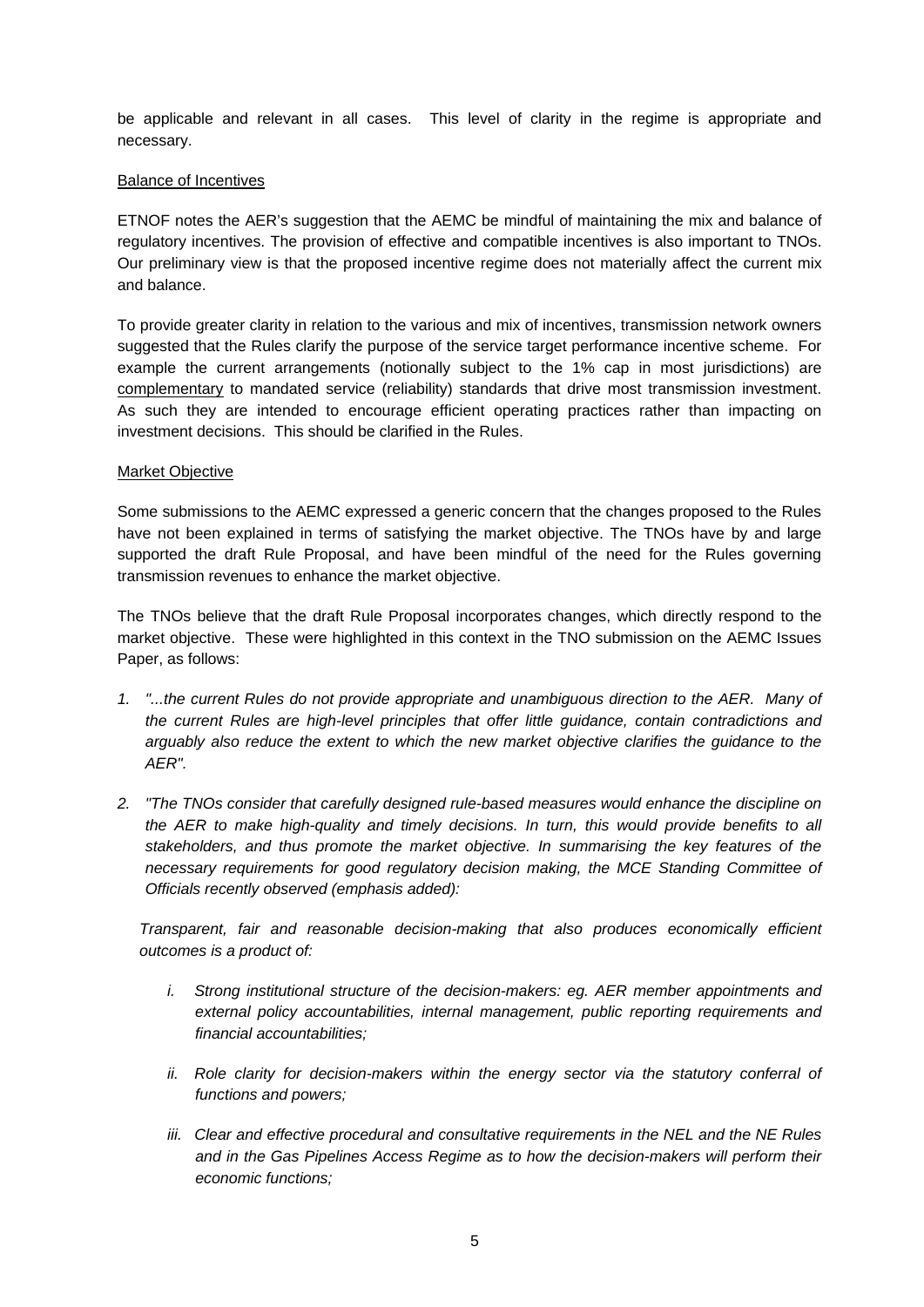be applicable and relevant in all cases. This level of clarity in the regime is appropriate and necessary.

<u>Balance of Incentives</u>

ETNOF notes the AER's suggestion that the AEMC be mindful of maintaining the mix and balance of regulatory incentives. The provision of effective and compatible incentives is also important to TNOs. Our preliminary view is that the proposed incentive regime does not materially affect the current mix and balance.

To provide greater clarity in relation to the various and mix of incentives, transmission network owners suggested that the Rules clarify the purpose of the service target performance incentive scheme. For example the current arrangements (notionally subject to the 1% cap in most jurisdictions) are <u>complementary</u> to mandated service (reliability) standards that drive most transmission investment. As such they are intended to encourage efficient operating practices rather than impacting on investment decisions. This should be clarified in the Rules.

<u>Market Objective</u>

Some submissions to the AEMC expressed a generic concern that the changes proposed to the Rules have not been explained in terms of satisfying the market objective. The TNOs have by and large supported the draft Rule Proposal, and have been mindful of the need for the Rules governing transmission revenues to enhance the market objective.

The TNOs believe that the draft Rule Proposal incorporates changes, which directly respond to the market objective. These were highlighted in this context in the TNO submission on the AEMC Issues Paper, as follows:

1. *"...the current Rules do not provide appropriate and unambiguous direction to the AER. Many of the current Rules are high-level principles that offer little guidance, contain contradictions and arguably also reduce the extent to which the new market objective clarifies the guidance to the AER".*

2. *"The TNOs consider that carefully designed rule-based measures would enhance the discipline on the AER to make high-quality and timely decisions. In turn, this would provide benefits to all stakeholders, and thus promote the market objective. In summarising the key features of the necessary requirements for good regulatory decision making, the MCE Standing Committee of Officials recently observed (emphasis added):*

   *Transparent, fair and reasonable decision-making that also produces economically efficient outcomes is a product of:*

   *i. Strong institutional structure of the decision-makers: eg. AER member appointments and external policy accountabilities, internal management, public reporting requirements and financial accountabilities;*

   *ii. Role clarity for decision-makers within the energy sector via the statutory conferral of functions and powers;*

   *iii. Clear and effective procedural and consultative requirements in the NEL and the NE Rules and in the Gas Pipelines Access Regime as to how the decision-makers will perform their economic functions;*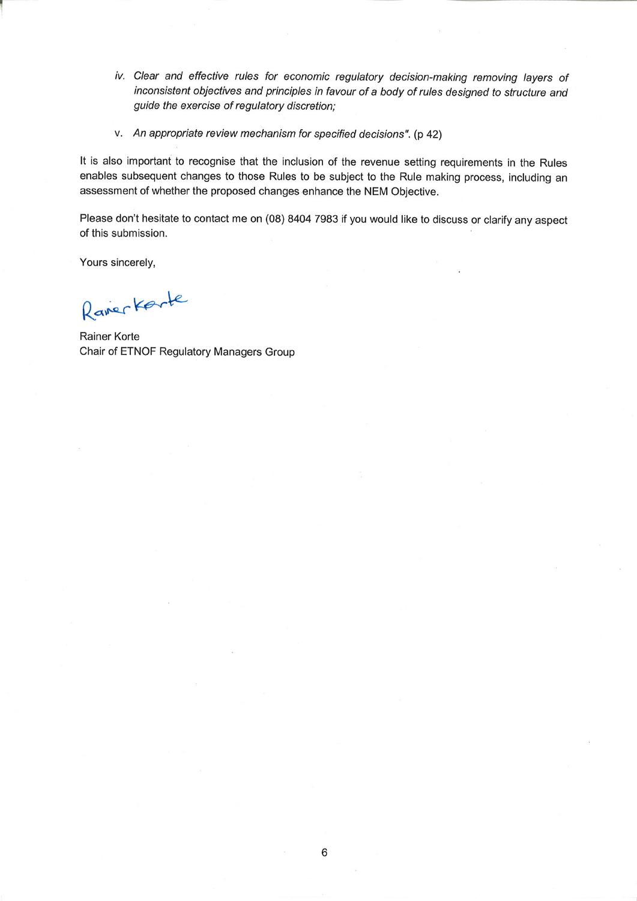iv. *Clear and effective rules for economic regulatory decision-making removing layers of inconsistent objectives and principles in favour of a body of rules designed to structure and guide the exercise of regulatory discretion;*

v. *An appropriate review mechanism for specified decisions".* (p 42)

It is also important to recognise that the inclusion of the revenue setting requirements in the Rules enables subsequent changes to those Rules to be subject to the Rule making process, including an assessment of whether the proposed changes enhance the NEM Objective.

Please don't hesitate to contact me on (08) 8404 7983 if you would like to discuss or clarify any aspect of this submission.

Yours sincerely,

Rainer Korte

Rainer Korte
Chair of ETNOF Regulatory Managers Group